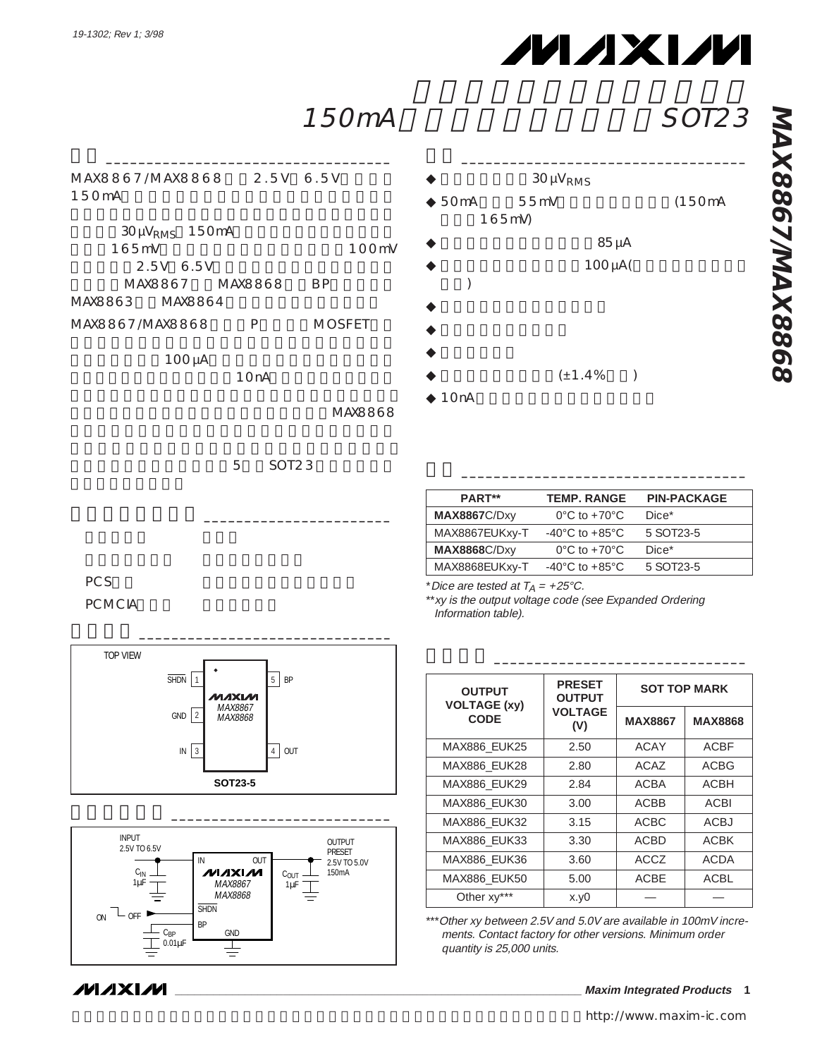# 150mA SOT23

MAX8867/MAX8868 2.5V 6.5V 150mA

$30\mu V_{RMS}$ 150mA 165mV 100mV 2.5V 6.5V MAX8867 MAX8868 BP MAX8863 MAX8864

MAX8867/MAX8868 P MOSFET

100µA

10nA

MAX8868

5 SOT23

- $30\mu V_{RMS}$
- 50mA 55mV (150mA 165mV)
- 85µA
- 100µA( )
- (±1.4% )
- 10nA

PCS

PCMCIA

| PART** | TEMP. RANGE | PIN-PACKAGE |
|---|---|---|
| **MAX8867**C/Dxy | 0°C to +70°C | Dice* |
| MAX8867EUKxy-T | -40°C to +85°C | 5 SOT23-5 |
| **MAX8868**C/Dxy | 0°C to +70°C | Dice* |
| MAX8868EUKxy-T | -40°C to +85°C | 5 SOT23-5 |

*\*Dice are tested at $T_A$ = +25°C.*

*\*\*xy is the output voltage code (see Expanded Ordering Information table).*

TOP VIEW

SHDN 1, GND 2, IN 3, OUT 4, BP 5 — MAX8867 / MAX8868 — SOT23-5

| OUTPUT VOLTAGE (xy) CODE | PRESET OUTPUT VOLTAGE (V) | SOT TOP MARK | |
|---|---|---|---|
| | | MAX8867 | MAX8868 |
| MAX886_EUK25 | 2.50 | ACAY | ACBF |
| MAX886_EUK28 | 2.80 | ACAZ | ACBG |
| MAX886_EUK29 | 2.84 | ACBA | ACBH |
| MAX886_EUK30 | 3.00 | ACBB | ACBI |
| MAX886_EUK32 | 3.15 | ACBC | ACBJ |
| MAX886_EUK33 | 3.30 | ACBD | ACBK |
| MAX886_EUK36 | 3.60 | ACCZ | ACDA |
| MAX886_EUK50 | 5.00 | ACBE | ACBL |
| Other xy*** | x.y0 | — | — |

*\*\*\*Other xy between 2.5V and 5.0V are available in 100mV increments. Contact factory for other versions. Minimum order quantity is 25,000 units.*

INPUT 2.5V TO 6.5V; $C_{IN}$ 1µF; IN; OUT; MAX8867 / MAX8868; SHDN; BP; GND; $C_{OUT}$ 1µF; OUTPUT PRESET 2.5V TO 5.0V 150mA; ON OFF; $C_{BP}$ 0.01µF

http://www.maxim-ic.com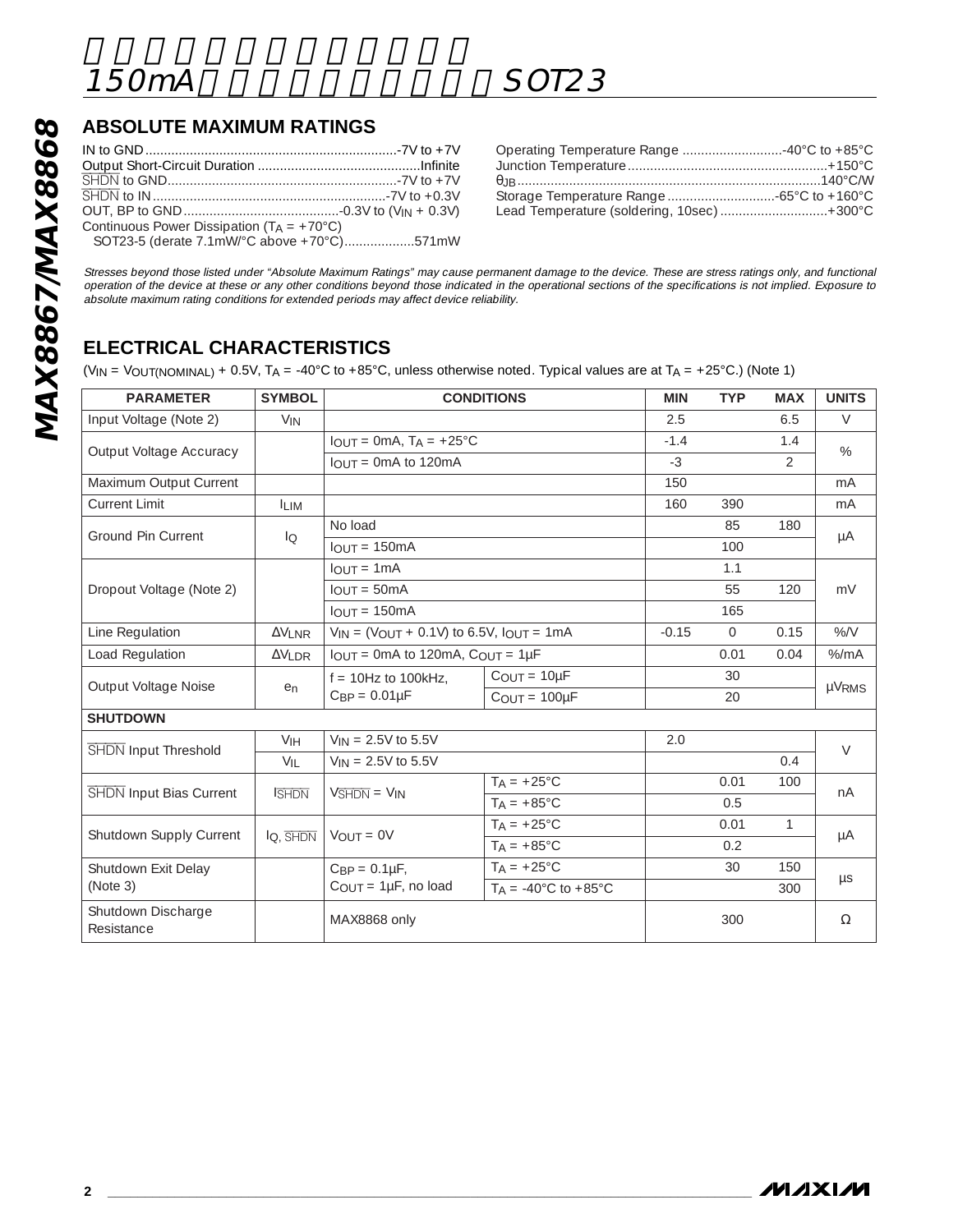## ABSOLUTE MAXIMUM RATINGS

IN to GND....................................................................-7V to +7V
Output Short-Circuit Duration ............................................Infinite
$\overline{SHDN}$ to GND..............................................................-7V to +7V
$\overline{SHDN}$ to IN...............................................................-7V to +0.3V
OUT, BP to GND...........................................-0.3V to ($V_{IN}$ + 0.3V)
Continuous Power Dissipation ($T_A$ = +70°C)
SOT23-5 (derate 7.1mW/°C above +70°C)...................571mW

Operating Temperature Range ...........................-40°C to +85°C
Junction Temperature......................................................+150°C
$\theta_{JB}$..................................................................................140°C/W
Storage Temperature Range.............................-65°C to +160°C
Lead Temperature (soldering, 10sec).............................+300°C

*Stresses beyond those listed under "Absolute Maximum Ratings" may cause permanent damage to the device. These are stress ratings only, and functional operation of the device at these or any other conditions beyond those indicated in the operational sections of the specifications is not implied. Exposure to absolute maximum rating conditions for extended periods may affect device reliability.*

## ELECTRICAL CHARACTERISTICS

($V_{IN}$ = $V_{OUT(NOMINAL)}$ + 0.5V, $T_A$ = -40°C to +85°C, unless otherwise noted. Typical values are at $T_A$ = +25°C.) (Note 1)

| PARAMETER | SYMBOL | CONDITIONS | | MIN | TYP | MAX | UNITS |
|---|---|---|---|---|---|---|---|
| Input Voltage (Note 2) | $V_{IN}$ | | | 2.5 | | 6.5 | V |
| Output Voltage Accuracy | | $I_{OUT}$ = 0mA, $T_A$ = +25°C | | -1.4 | | 1.4 | % |
| | | $I_{OUT}$ = 0mA to 120mA | | -3 | | 2 | |
| Maximum Output Current | | | | 150 | | | mA |
| Current Limit | $I_{LIM}$ | | | 160 | 390 | | mA |
| Ground Pin Current | $I_Q$ | No load | | | 85 | 180 | µA |
| | | $I_{OUT}$ = 150mA | | | 100 | | |
| Dropout Voltage (Note 2) | | $I_{OUT}$ = 1mA | | | 1.1 | | mV |
| | | $I_{OUT}$ = 50mA | | | 55 | 120 | |
| | | $I_{OUT}$ = 150mA | | | 165 | | |
| Line Regulation | $\Delta V_{LNR}$ | $V_{IN}$ = ($V_{OUT}$ + 0.1V) to 6.5V, $I_{OUT}$ = 1mA | | -0.15 | 0 | 0.15 | %/V |
| Load Regulation | $\Delta V_{LDR}$ | $I_{OUT}$ = 0mA to 120mA, $C_{OUT}$ = 1µF | | | 0.01 | 0.04 | %/mA |
| Output Voltage Noise | $e_n$ | f = 10Hz to 100kHz, $C_{BP}$ = 0.01µF | $C_{OUT}$ = 10µF | | 30 | | $µV_{RMS}$ |
| | | | $C_{OUT}$ = 100µF | | 20 | | |
| **SHUTDOWN** | | | | | | | |
| $\overline{SHDN}$ Input Threshold | $V_{IH}$ | $V_{IN}$ = 2.5V to 5.5V | | 2.0 | | | V |
| | $V_{IL}$ | $V_{IN}$ = 2.5V to 5.5V | | | | 0.4 | |
| $\overline{SHDN}$ Input Bias Current | $I_{\overline{SHDN}}$ | $V_{\overline{SHDN}}$ = $V_{IN}$ | $T_A$ = +25°C | | 0.01 | 100 | nA |
| | | | $T_A$ = +85°C | | 0.5 | | |
| Shutdown Supply Current | $I_{Q, \overline{SHDN}}$ | $V_{OUT}$ = 0V | $T_A$ = +25°C | | 0.01 | 1 | µA |
| | | | $T_A$ = +85°C | | 0.2 | | |
| Shutdown Exit Delay (Note 3) | | $C_{BP}$ = 0.1µF, $C_{OUT}$ = 1µF, no load | $T_A$ = +25°C | | 30 | 150 | µs |
| | | | $T_A$ = -40°C to +85°C | | | 300 | |
| Shutdown Discharge Resistance | | MAX8868 only | | | 300 | | Ω |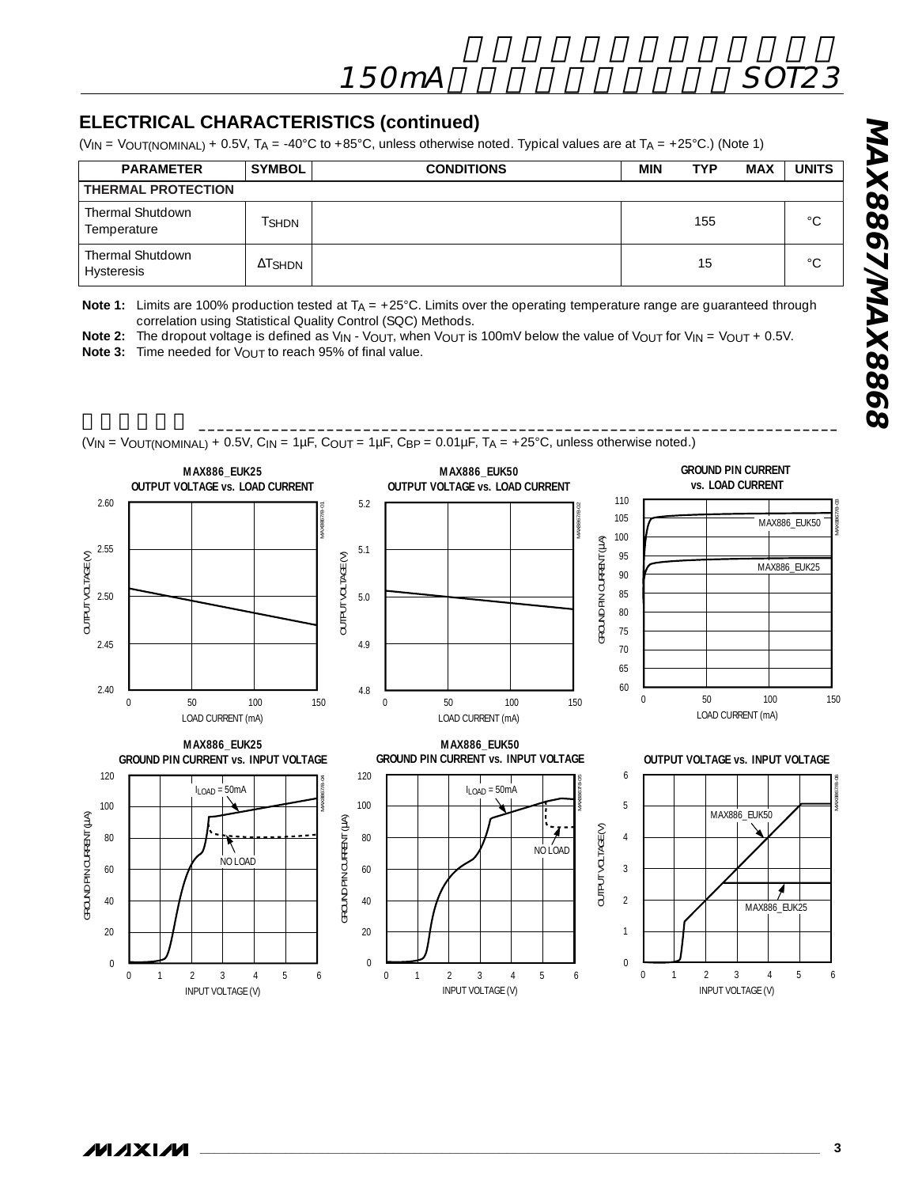## ELECTRICAL CHARACTERISTICS (continued)

($V_{IN} = V_{OUT(NOMINAL)} + 0.5V$, $T_A = -40°C$ to $+85°C$, unless otherwise noted. Typical values are at $T_A = +25°C$.) (Note 1)

| PARAMETER | SYMBOL | CONDITIONS | MIN | TYP | MAX | UNITS |
|---|---|---|---|---|---|---|
| **THERMAL PROTECTION** | | | | | | |
| Thermal Shutdown Temperature | $T_{SHDN}$ | | | 155 | | °C |
| Thermal Shutdown Hysteresis | $\Delta T_{SHDN}$ | | | 15 | | °C |

**Note 1:** Limits are 100% production tested at $T_A = +25°C$. Limits over the operating temperature range are guaranteed through correlation using Statistical Quality Control (SQC) Methods.

**Note 2:** The dropout voltage is defined as $V_{IN} - V_{OUT}$, when $V_{OUT}$ is 100mV below the value of $V_{OUT}$ for $V_{IN} = V_{OUT} + 0.5V$.

**Note 3:** Time needed for $V_{OUT}$ to reach 95% of final value.

($V_{IN} = V_{OUT(NOMINAL)} + 0.5V$, $C_{IN} = 1µF$, $C_{OUT} = 1µF$, $C_{BP} = 0.01µF$, $T_A = +25°C$, unless otherwise noted.)

MAX886_EUK25 OUTPUT VOLTAGE vs. LOAD CURRENT

MAX886_EUK50 OUTPUT VOLTAGE vs. LOAD CURRENT

GROUND PIN CURRENT vs. LOAD CURRENT

MAX886_EUK25 GROUND PIN CURRENT vs. INPUT VOLTAGE

MAX886_EUK50 GROUND PIN CURRENT vs. INPUT VOLTAGE

OUTPUT VOLTAGE vs. INPUT VOLTAGE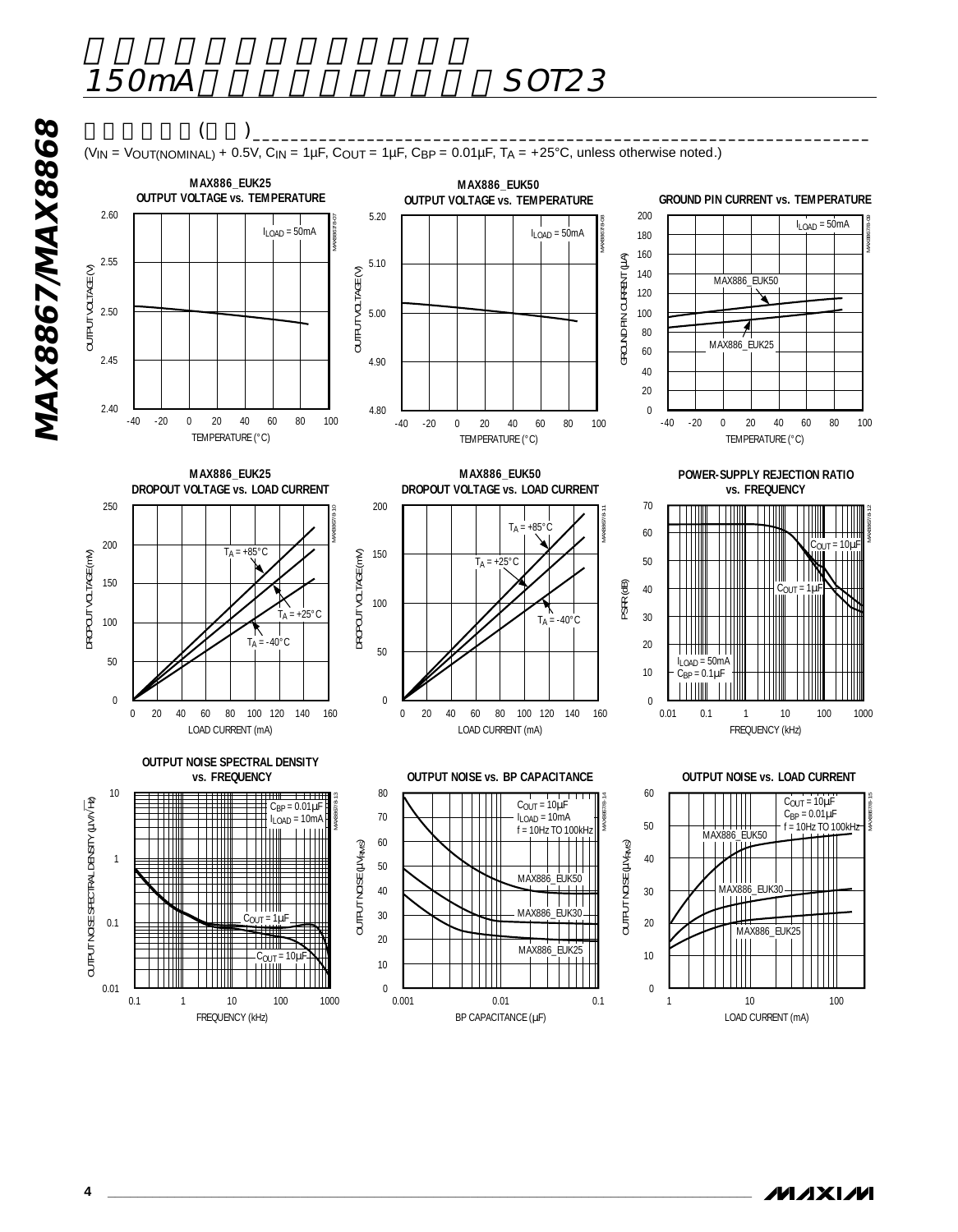## 典型工作特性(续)

($V_{IN} = V_{OUT(NOMINAL)} + 0.5V$, $C_{IN} = 1\mu F$, $C_{OUT} = 1\mu F$, $C_{BP} = 0.01\mu F$, $T_A = +25°C$, unless otherwise noted.)

**MAX886_EUK25 OUTPUT VOLTAGE vs. TEMPERATURE**

$I_{LOAD} = 50mA$

OUTPUT VOLTAGE (V): 2.40–2.60; TEMPERATURE (°C): -40 to 100

**MAX886_EUK50 OUTPUT VOLTAGE vs. TEMPERATURE**

$I_{LOAD} = 50mA$

OUTPUT VOLTAGE (V): 4.80–5.20; TEMPERATURE (°C): -40 to 100

**GROUND PIN CURRENT vs. TEMPERATURE**

$I_{LOAD} = 50mA$; MAX886_EUK50; MAX886_EUK25

GROUND PIN CURRENT (µA): 0–200; TEMPERATURE (°C): -40 to 100

**MAX886_EUK25 DROPOUT VOLTAGE vs. LOAD CURRENT**

$T_A = +85°C$; $T_A = +25°C$; $T_A = -40°C$

DROPOUT VOLTAGE (mV): 0–250; LOAD CURRENT (mA): 0–160

**MAX886_EUK50 DROPOUT VOLTAGE vs. LOAD CURRENT**

$T_A = +85°C$; $T_A = +25°C$; $T_A = -40°C$

DROPOUT VOLTAGE (mV): 0–200; LOAD CURRENT (mA): 0–160

**POWER-SUPPLY REJECTION RATIO vs. FREQUENCY**

$C_{OUT} = 10\mu F$; $C_{OUT} = 1\mu F$; $I_{LOAD} = 50mA$; $C_{BP} = 0.1\mu F$

PSRR (dB): 0–70; FREQUENCY (kHz): 0.01–1000

**OUTPUT NOISE SPECTRAL DENSITY vs. FREQUENCY**

$C_{BP} = 0.01\mu F$; $I_{LOAD} = 10mA$; $C_{OUT} = 1\mu F$; $C_{OUT} = 10\mu F$

OUTPUT NOISE SPECTRAL DENSITY (µV/√Hz): 0.01–10; FREQUENCY (kHz): 0.1–1000

**OUTPUT NOISE vs. BP CAPACITANCE**

$C_{OUT} = 10\mu F$; $I_{LOAD} = 10mA$; f = 10Hz TO 100kHz; MAX886_EUK50; MAX886_EUK30; MAX886_EUK25

OUTPUT NOISE ($\mu V_{RMS}$): 0–80; BP CAPACITANCE (µF): 0.001–0.1

**OUTPUT NOISE vs. LOAD CURRENT**

$C_{OUT} = 10\mu F$; $C_{BP} = 0.01\mu F$; f = 10Hz TO 100kHz; MAX886_EUK50; MAX886_EUK30; MAX886_EUK25

OUTPUT NOISE ($\mu V_{RMS}$): 0–60; LOAD CURRENT (mA): 1–100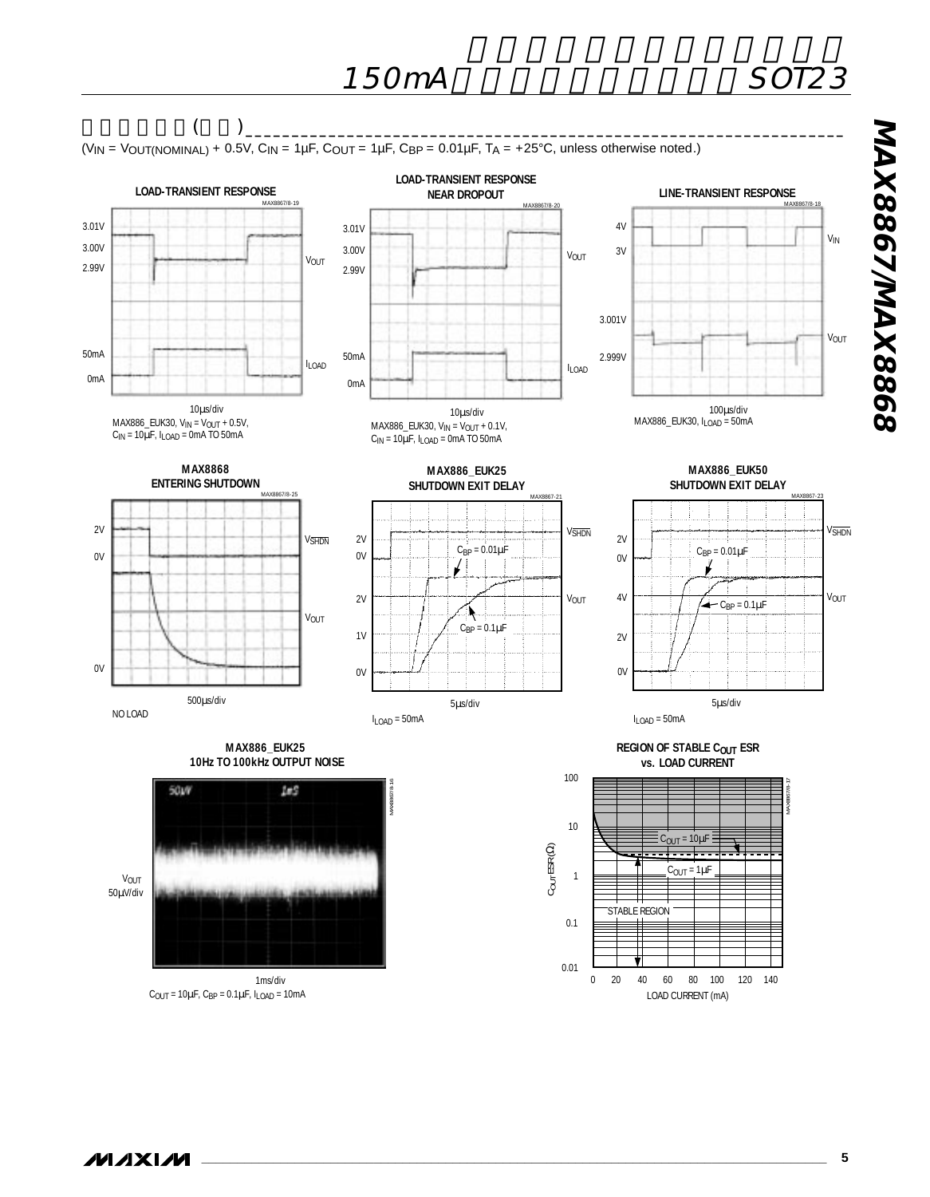## 典型工作特性(续)

($V_{IN} = V_{OUT(NOMINAL)} + 0.5V$, $C_{IN} = 1\mu F$, $C_{OUT} = 1\mu F$, $C_{BP} = 0.01\mu F$, $T_A = +25°C$, unless otherwise noted.)

**LOAD-TRANSIENT RESPONSE**

10µs/div
MAX886_EUK30, $V_{IN} = V_{OUT} + 0.5V$, $C_{IN} = 10\mu F$, $I_{LOAD}$ = 0mA TO 50mA

**LOAD-TRANSIENT RESPONSE NEAR DROPOUT**

10µs/div
MAX886_EUK30, $V_{IN} = V_{OUT} + 0.1V$, $C_{IN} = 10\mu F$, $I_{LOAD}$ = 0mA TO 50mA

**LINE-TRANSIENT RESPONSE**

100µs/div
MAX886_EUK30, $I_{LOAD}$ = 50mA

**MAX8868 ENTERING SHUTDOWN**

500µs/div
NO LOAD

**MAX886_EUK25 SHUTDOWN EXIT DELAY**

5µs/div
$I_{LOAD}$ = 50mA

**MAX886_EUK50 SHUTDOWN EXIT DELAY**

5µs/div
$I_{LOAD}$ = 50mA

**MAX886_EUK25 10Hz TO 100kHz OUTPUT NOISE**

1ms/div
$C_{OUT} = 10\mu F$, $C_{BP} = 0.1\mu F$, $I_{LOAD}$ = 10mA

**REGION OF STABLE $C_{OUT}$ ESR vs. LOAD CURRENT**

$C_{OUT}$ ESR (Ω) vs. LOAD CURRENT (mA); $C_{OUT} = 10\mu F$, $C_{OUT} = 1\mu F$, STABLE REGION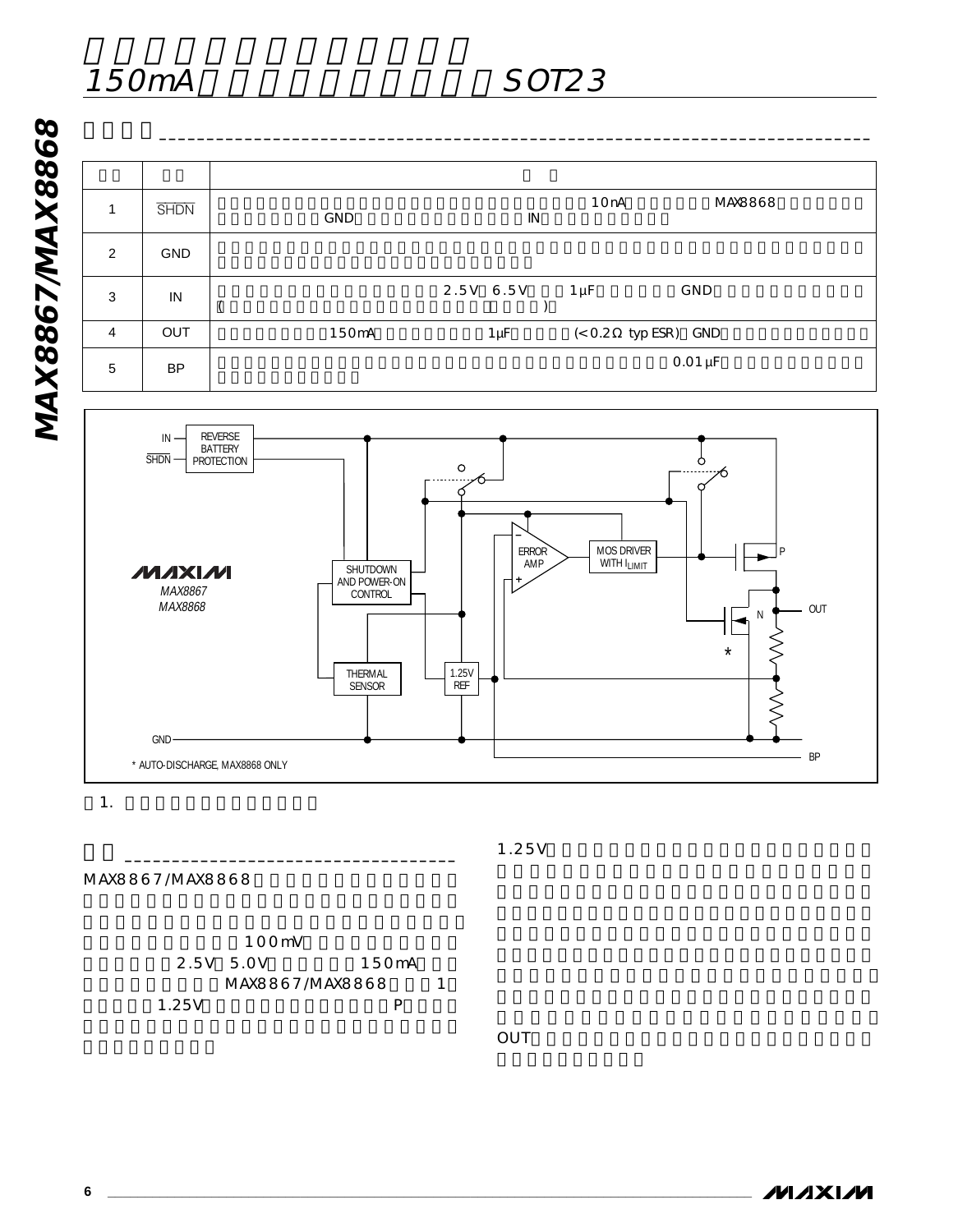# 150mA SOT23

| | | |
|---|---|---|
| 1 | SHDN | 10nA MAX8868 GND IN |
| 2 | GND | |
| 3 | IN | 2.5V 6.5V 1µF GND ( ) |
| 4 | OUT | 150mA 1µF (< 0.2Ω typ ESR) GND |
| 5 | BP | 0.01µF |

1.

MAX8867/MAX8868 100mV 2.5V 5.0V 150mA MAX8867/MAX8868 1 1.25V P

1.25V

OUT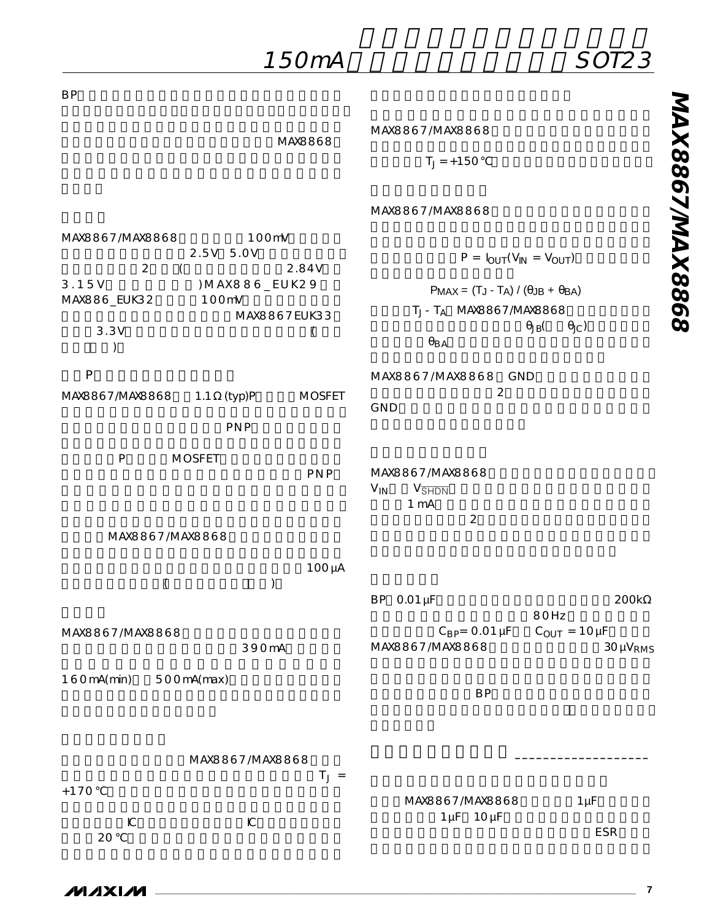BP

MAX8868

MAX8867/MAX8868 100mV 2.5V 5.0V 2 ( 2.84V 3.15V )MAX886_EUK29 MAX886_EUK32 100mV MAX8867EUK33 3.3V ( )

P

MAX8867/MAX8868 1.1Ω (typ)P MOSFET PNP P MOSFET PNP

MAX8867/MAX8868 100µA ( )

MAX8867/MAX8868 390mA 160mA(min) 500mA(max)

MAX8867/MAX8868 $T_J$ = +170°C

IC IC 20°C

MAX8867/MAX8868 $T_J$ = +150°C

MAX8867/MAX8868 GND

$P = I_{OUT}(V_{IN} = V_{OUT})$

$$P_{MAX} = (T_J - T_A) / (\theta_{JB} + \theta_{BA})$$

$T_J - T_A$ MAX8867/MAX8868 $\theta_{JB}$( $\theta_{JC}$) $\theta_{BA}$

MAX8867/MAX8868 GND 2 GND

MAX8867/MAX8868 $V_{IN}$ $V_{\overline{SHDN}}$ 1mA 2

BP 0.01µF 200kΩ 80Hz $C_{BP}$= 0.01µF $C_{OUT}$ = 10µF MAX8867/MAX8868 30µ$V_{RMS}$

BP

MAX8867/MAX8868 1µF 1µF 10µF ESR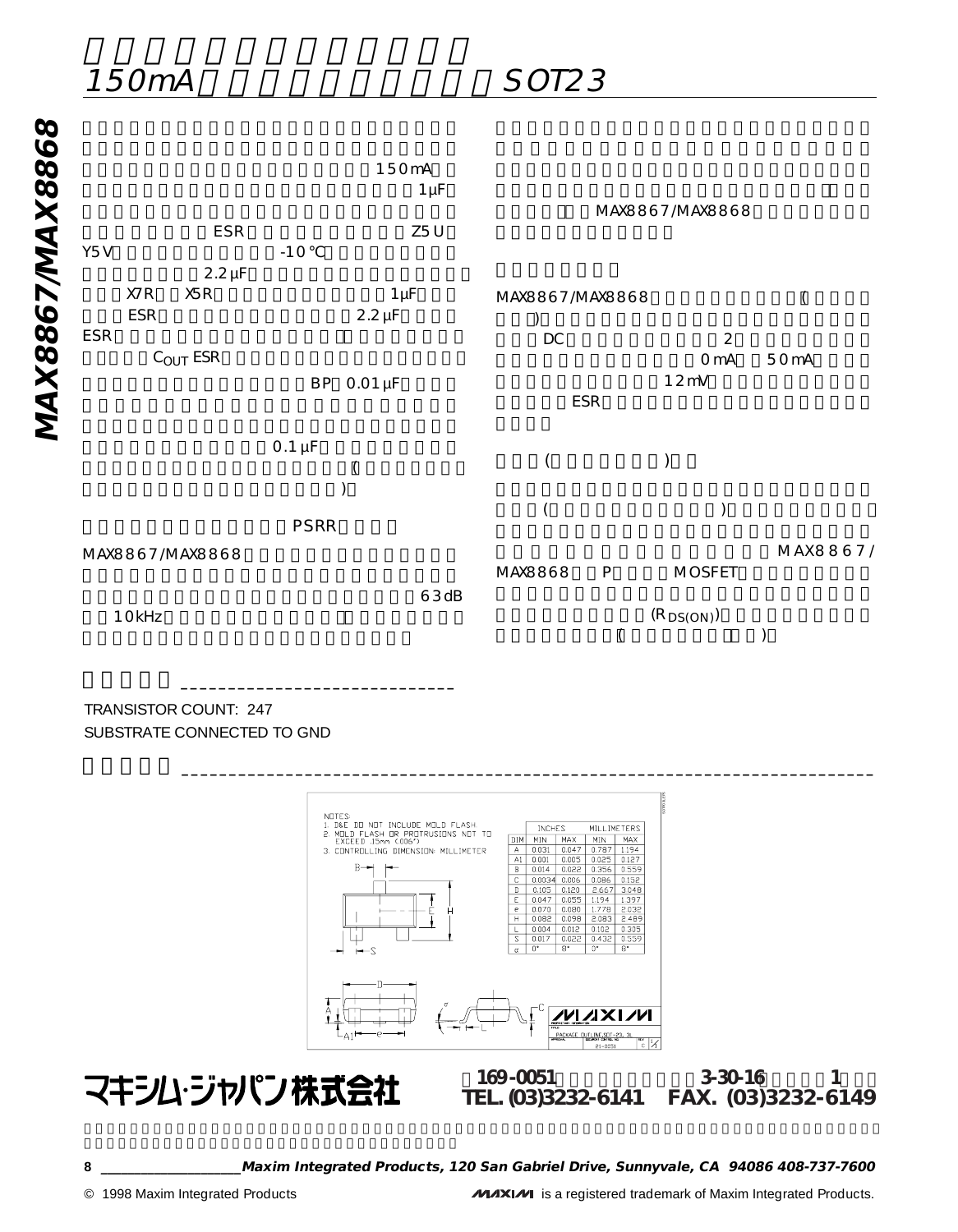# 150mA SOT23

150mA

1µF

ESR Z5U

Y5V -10°C

2.2µF

X7R X5R 1µF

ESR 2.2µF

ESR

$C_{OUT}$ ESR

BP 0.01µF

0.1µF

(

)

PSRR

MAX8867/MAX8868

63dB

10kHz

MAX8867/MAX8868

MAX8867/MAX8868 (

)

DC 2

0mA 50mA

12mV

ESR

( )

( )

MAX8867/

MAX8868 P MOSFET

($R_{DS(ON)}$)

( )

TRANSISTOR COUNT: 247

SUBSTRATE CONNECTED TO GND

NOTES:
1. D&E DO NOT INCLUDE MOLD FLASH.
2. MOLD FLASH OR PROTRUSIONS NOT TO EXCEED .15mm (.006")
3. CONTROLLING DIMENSION: MILLIMETER

| DIM | INCHES MIN | INCHES MAX | MILLIMETERS MIN | MILLIMETERS MAX |
|---|---|---|---|---|
| A | 0.031 | 0.047 | 0.787 | 1.194 |
| A1 | 0.001 | 0.005 | 0.025 | 0.127 |
| B | 0.014 | 0.022 | 0.356 | 0.559 |
| C | 0.0034 | 0.006 | 0.086 | 0.152 |
| D | 0.105 | 0.120 | 2.667 | 3.048 |
| E | 0.047 | 0.055 | 1.194 | 1.397 |
| e | 0.070 | 0.080 | 1.778 | 2.032 |
| H | 0.082 | 0.098 | 2.083 | 2.489 |
| L | 0.004 | 0.012 | 0.102 | 0.305 |
| S | 0.017 | 0.022 | 0.432 | 0.559 |
| α | 0° | 8° | 0° | 8° |

PACKAGE OUTLINE, SOT-23, 3L
21-0051 C 1/1

マキシム・ジャパン株式会社

169-0051 3-30-16 1

TEL. (03)3232-6141 FAX. (03)3232-6149

Maxim Integrated Products, 120 San Gabriel Drive, Sunnyvale, CA 94086 408-737-7600

© 1998 Maxim Integrated Products

MAXIM is a registered trademark of Maxim Integrated Products.